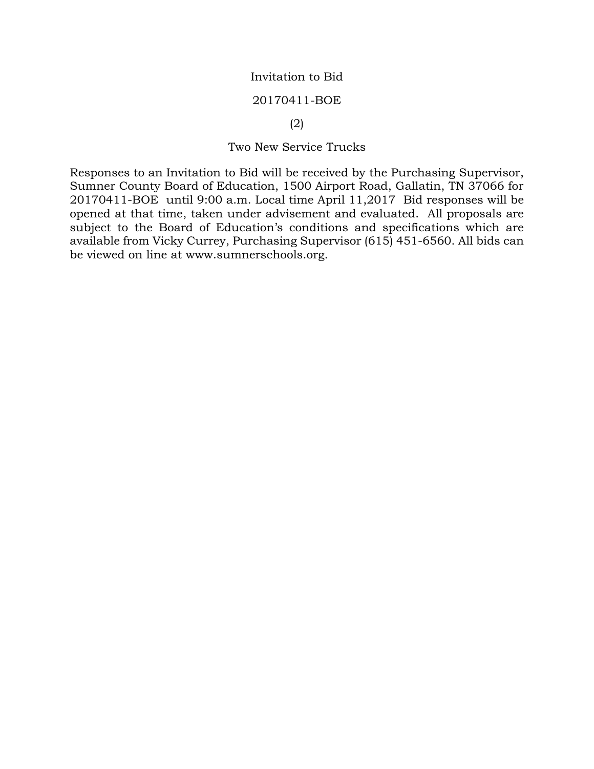# Invitation to Bid

## 20170411-BOE

## (2)

## Two New Service Trucks

Responses to an Invitation to Bid will be received by the Purchasing Supervisor, Sumner County Board of Education, 1500 Airport Road, Gallatin, TN 37066 for 20170411-BOE until 9:00 a.m. Local time April 11,2017 Bid responses will be opened at that time, taken under advisement and evaluated. All proposals are subject to the Board of Education's conditions and specifications which are available from Vicky Currey, Purchasing Supervisor (615) 451-6560. All bids can be viewed on line at www.sumnerschools.org.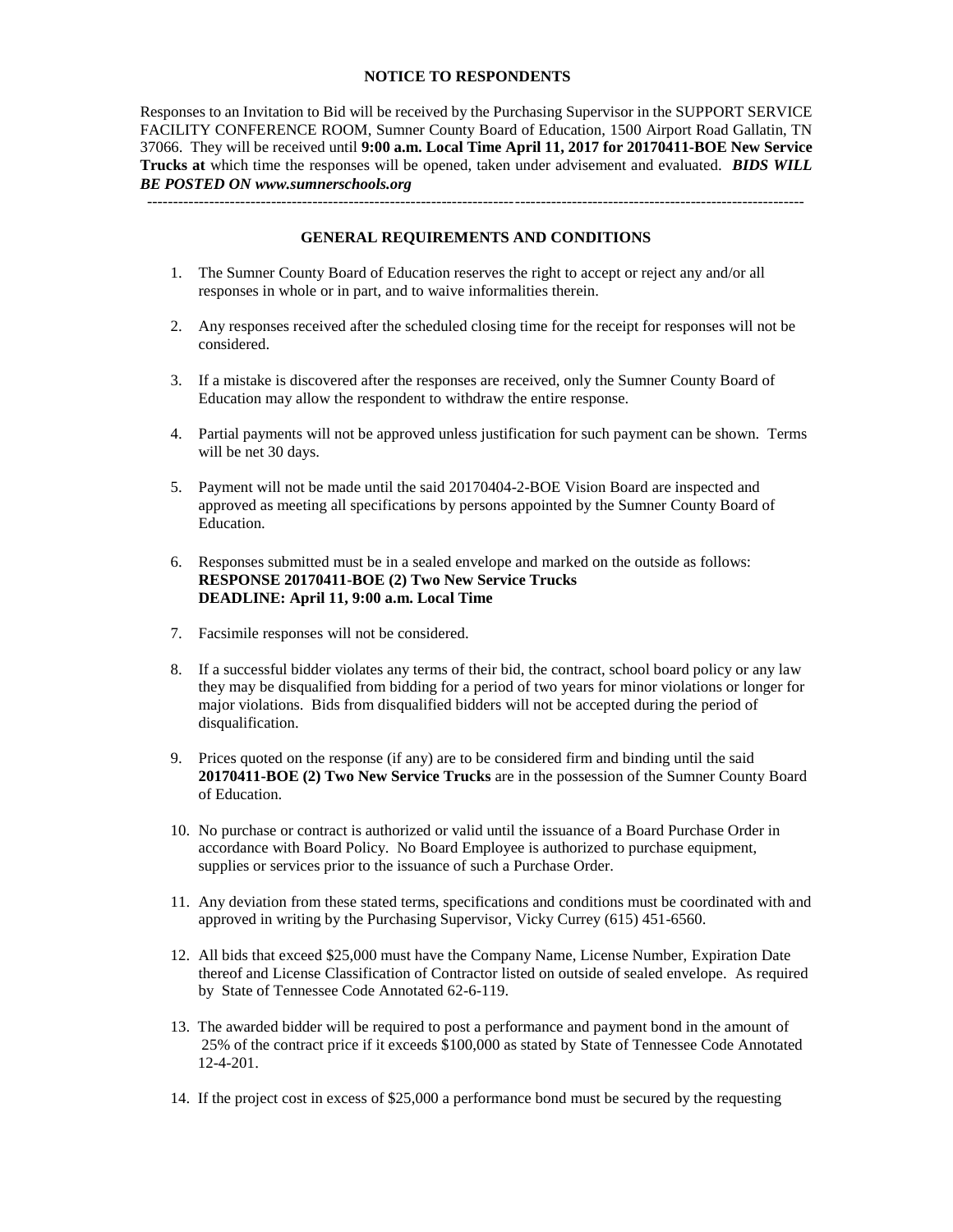**NOTICE TO RESPONDENTS**

Responses to an Invitation to Bid will be received by the Purchasing Supervisor in the SUPPORT SERVICE FACILITY CONFERENCE ROOM, Sumner County Board of Education, 1500 Airport Road Gallatin, TN 37066. They will be received until **9:00 a.m. Local Time April 11, 2017 for 20170411-BOE New Service Trucks at** which time the responses will be opened, taken under advisement and evaluated. ***BIDS WILL BE POSTED ON www.sumnerschools.org***

---

**GENERAL REQUIREMENTS AND CONDITIONS**

1. The Sumner County Board of Education reserves the right to accept or reject any and/or all responses in whole or in part, and to waive informalities therein.

2. Any responses received after the scheduled closing time for the receipt for responses will not be considered.

3. If a mistake is discovered after the responses are received, only the Sumner County Board of Education may allow the respondent to withdraw the entire response.

4. Partial payments will not be approved unless justification for such payment can be shown. Terms will be net 30 days.

5. Payment will not be made until the said 20170404-2-BOE Vision Board are inspected and approved as meeting all specifications by persons appointed by the Sumner County Board of Education.

6. Responses submitted must be in a sealed envelope and marked on the outside as follows:
   **RESPONSE 20170411-BOE (2) Two New Service Trucks**
   **DEADLINE: April 11, 9:00 a.m. Local Time**

7. Facsimile responses will not be considered.

8. If a successful bidder violates any terms of their bid, the contract, school board policy or any law they may be disqualified from bidding for a period of two years for minor violations or longer for major violations. Bids from disqualified bidders will not be accepted during the period of disqualification.

9. Prices quoted on the response (if any) are to be considered firm and binding until the said **20170411-BOE (2) Two New Service Trucks** are in the possession of the Sumner County Board of Education.

10. No purchase or contract is authorized or valid until the issuance of a Board Purchase Order in accordance with Board Policy. No Board Employee is authorized to purchase equipment, supplies or services prior to the issuance of such a Purchase Order.

11. Any deviation from these stated terms, specifications and conditions must be coordinated with and approved in writing by the Purchasing Supervisor, Vicky Currey (615) 451-6560.

12. All bids that exceed $25,000 must have the Company Name, License Number, Expiration Date thereof and License Classification of Contractor listed on outside of sealed envelope. As required by State of Tennessee Code Annotated 62-6-119.

13. The awarded bidder will be required to post a performance and payment bond in the amount of 25% of the contract price if it exceeds $100,000 as stated by State of Tennessee Code Annotated 12-4-201.

14. If the project cost in excess of $25,000 a performance bond must be secured by the requesting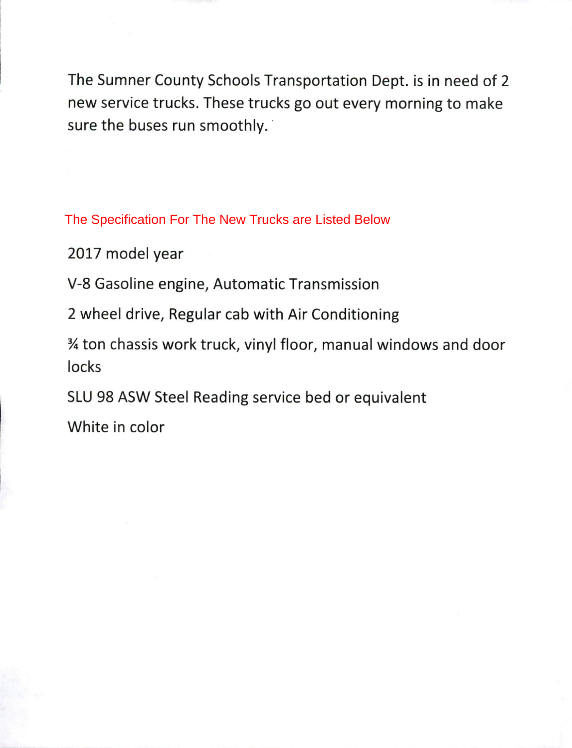The Sumner County Schools Transportation Dept. is in need of 2 new service trucks. These trucks go out every morning to make sure the buses run smoothly.

## The Specification For The New Trucks are Listed Below

2017 model year

V-8 Gasoline engine, Automatic Transmission

2 wheel drive, Regular cab with Air Conditioning

¾ ton chassis work truck, vinyl floor, manual windows and door locks

SLU 98 ASW Steel Reading service bed or equivalent

White in color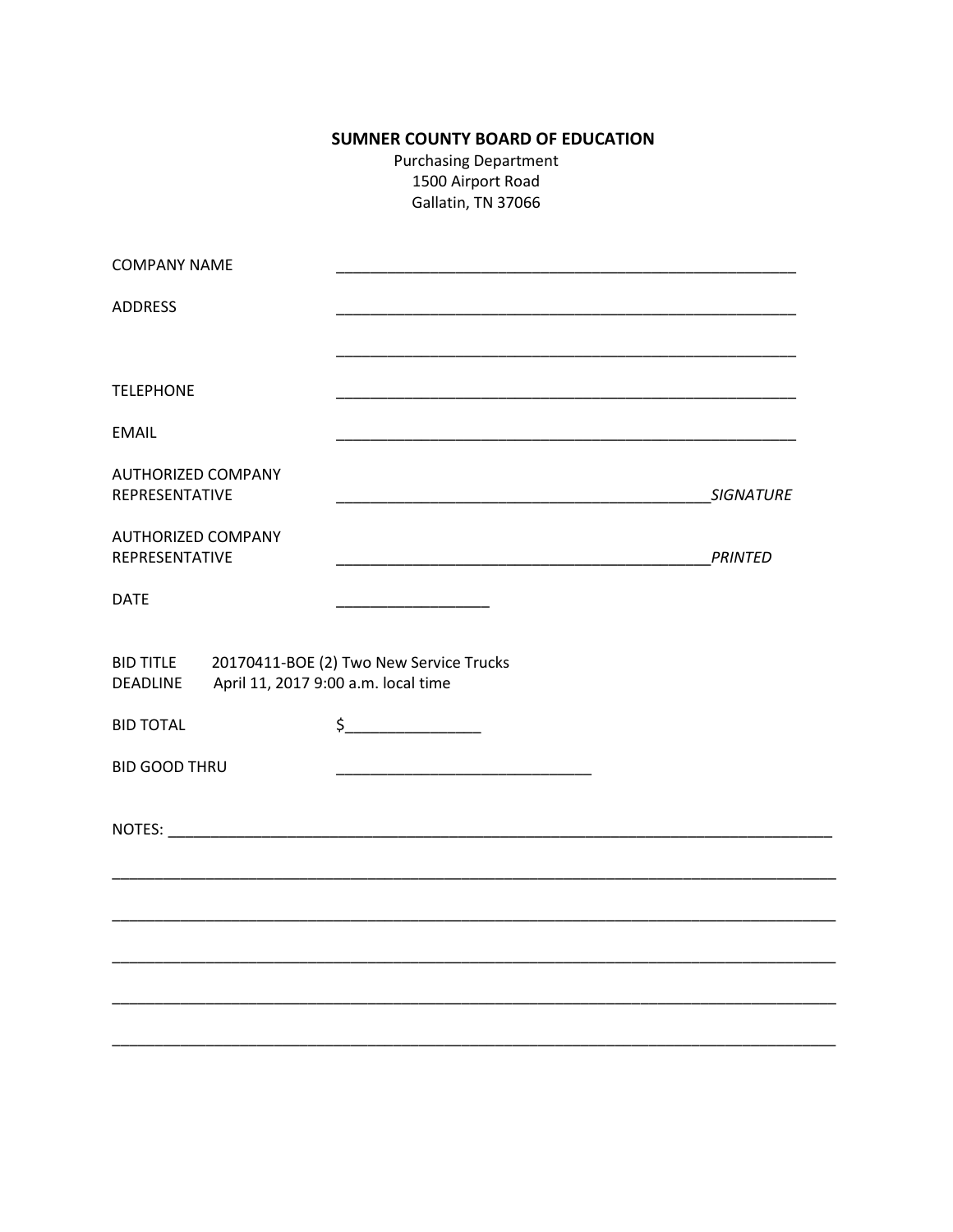**SUMNER COUNTY BOARD OF EDUCATION**

Purchasing Department
1500 Airport Road
Gallatin, TN 37066

COMPANY NAME _______________________________________________________

ADDRESS _______________________________________________________

_______________________________________________________

TELEPHONE _______________________________________________________

EMAIL _______________________________________________________

AUTHORIZED COMPANY REPRESENTATIVE ____________________________________________*SIGNATURE*

AUTHORIZED COMPANY REPRESENTATIVE ____________________________________________*PRINTED*

DATE _________________

BID TITLE 20170411-BOE (2) Two New Service Trucks
DEADLINE April 11, 2017 9:00 a.m. local time

BID TOTAL $_______________

BID GOOD THRU ______________________________

NOTES: ___________________________________________________________________________

_________________________________________________________________________________

_________________________________________________________________________________

_________________________________________________________________________________

_________________________________________________________________________________

_________________________________________________________________________________